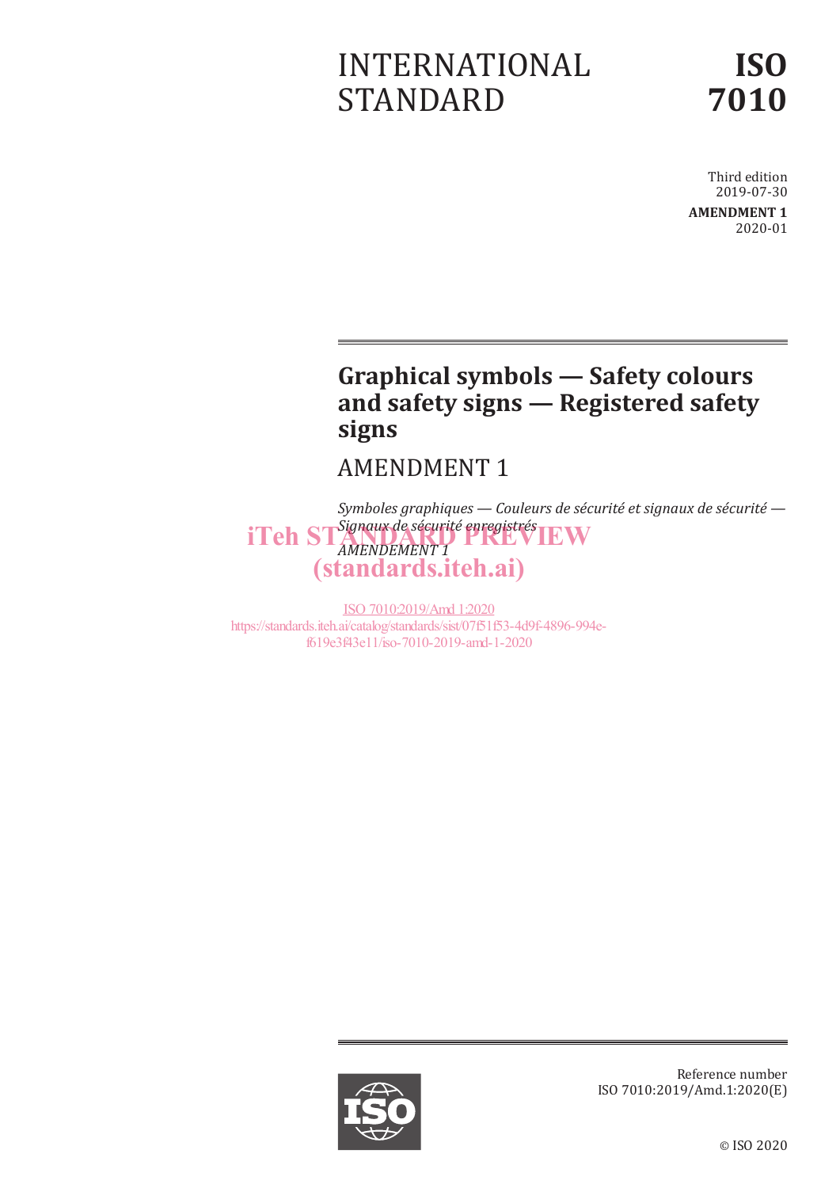INTERNATIONAL STANDARD

**ISO 7010**

Third edition
2019-07-30

**AMENDMENT 1**
2020-01

# Graphical symbols — Safety colours and safety signs — Registered safety signs

## AMENDMENT 1

*Symboles graphiques — Couleurs de sécurité et signaux de sécurité — Signaux de sécurité enregistrés*

*AMENDEMENT 1*

iTeh STANDARD PREVIEW
(standards.iteh.ai)

ISO 7010:2019/Amd 1:2020
https://standards.iteh.ai/catalog/standards/sist/07f51f53-4d9f-4896-994e-f619e3f43e11/iso-7010-2019-amd-1-2020

Reference number
ISO 7010:2019/Amd.1:2020(E)

© ISO 2020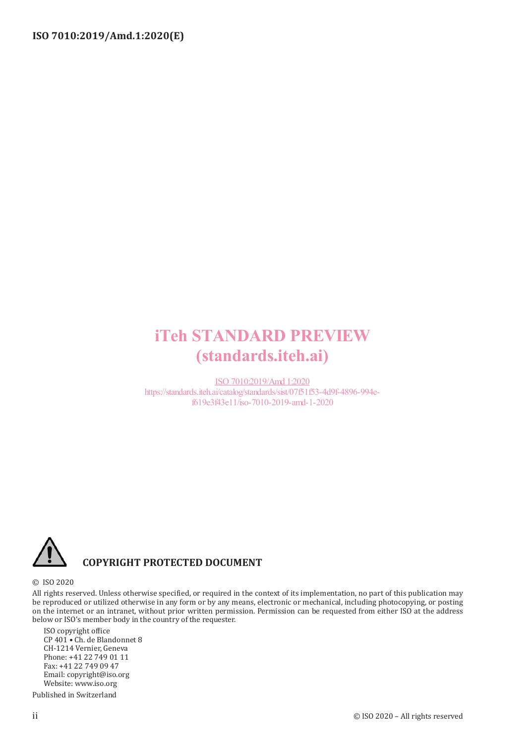iTeh STANDARD PREVIEW
(standards.iteh.ai)

ISO 7010:2019/Amd 1:2020
https://standards.iteh.ai/catalog/standards/sist/07f51f53-4d9f-4896-994e-f619e3f43e11/iso-7010-2019-amd-1-2020

**COPYRIGHT PROTECTED DOCUMENT**

© ISO 2020

All rights reserved. Unless otherwise specified, or required in the context of its implementation, no part of this publication may be reproduced or utilized otherwise in any form or by any means, electronic or mechanical, including photocopying, or posting on the internet or an intranet, without prior written permission. Permission can be requested from either ISO at the address below or ISO's member body in the country of the requester.

ISO copyright office
CP 401 • Ch. de Blandonnet 8
CH-1214 Vernier, Geneva
Phone: +41 22 749 01 11
Fax: +41 22 749 09 47
Email: copyright@iso.org
Website: www.iso.org

Published in Switzerland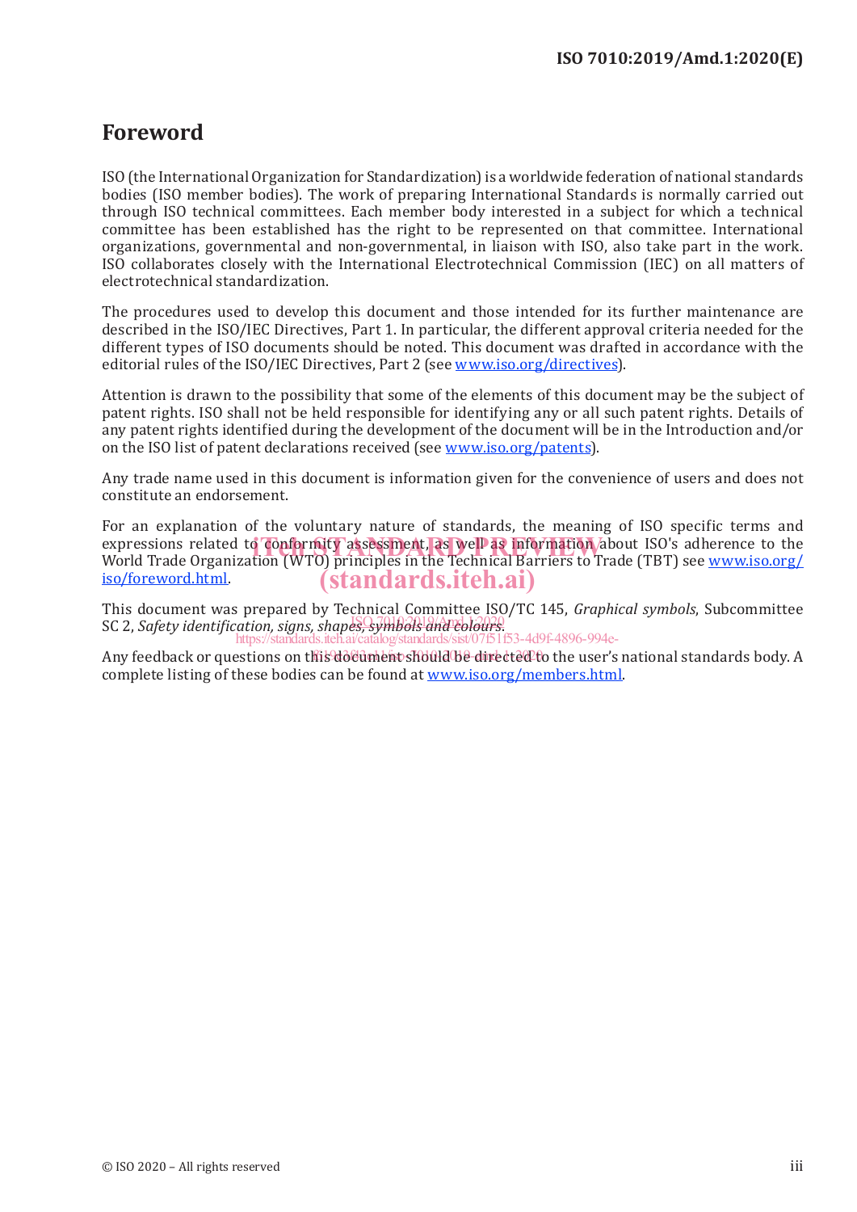# Foreword

ISO (the International Organization for Standardization) is a worldwide federation of national standards bodies (ISO member bodies). The work of preparing International Standards is normally carried out through ISO technical committees. Each member body interested in a subject for which a technical committee has been established has the right to be represented on that committee. International organizations, governmental and non-governmental, in liaison with ISO, also take part in the work. ISO collaborates closely with the International Electrotechnical Commission (IEC) on all matters of electrotechnical standardization.

The procedures used to develop this document and those intended for its further maintenance are described in the ISO/IEC Directives, Part 1. In particular, the different approval criteria needed for the different types of ISO documents should be noted. This document was drafted in accordance with the editorial rules of the ISO/IEC Directives, Part 2 (see www.iso.org/directives).

Attention is drawn to the possibility that some of the elements of this document may be the subject of patent rights. ISO shall not be held responsible for identifying any or all such patent rights. Details of any patent rights identified during the development of the document will be in the Introduction and/or on the ISO list of patent declarations received (see www.iso.org/patents).

Any trade name used in this document is information given for the convenience of users and does not constitute an endorsement.

For an explanation of the voluntary nature of standards, the meaning of ISO specific terms and expressions related to conformity assessment, as well as information about ISO's adherence to the World Trade Organization (WTO) principles in the Technical Barriers to Trade (TBT) see www.iso.org/iso/foreword.html.

This document was prepared by Technical Committee ISO/TC 145, *Graphical symbols*, Subcommittee SC 2, *Safety identification, signs, shapes, symbols and colours*.

Any feedback or questions on this document should be directed to the user's national standards body. A complete listing of these bodies can be found at www.iso.org/members.html.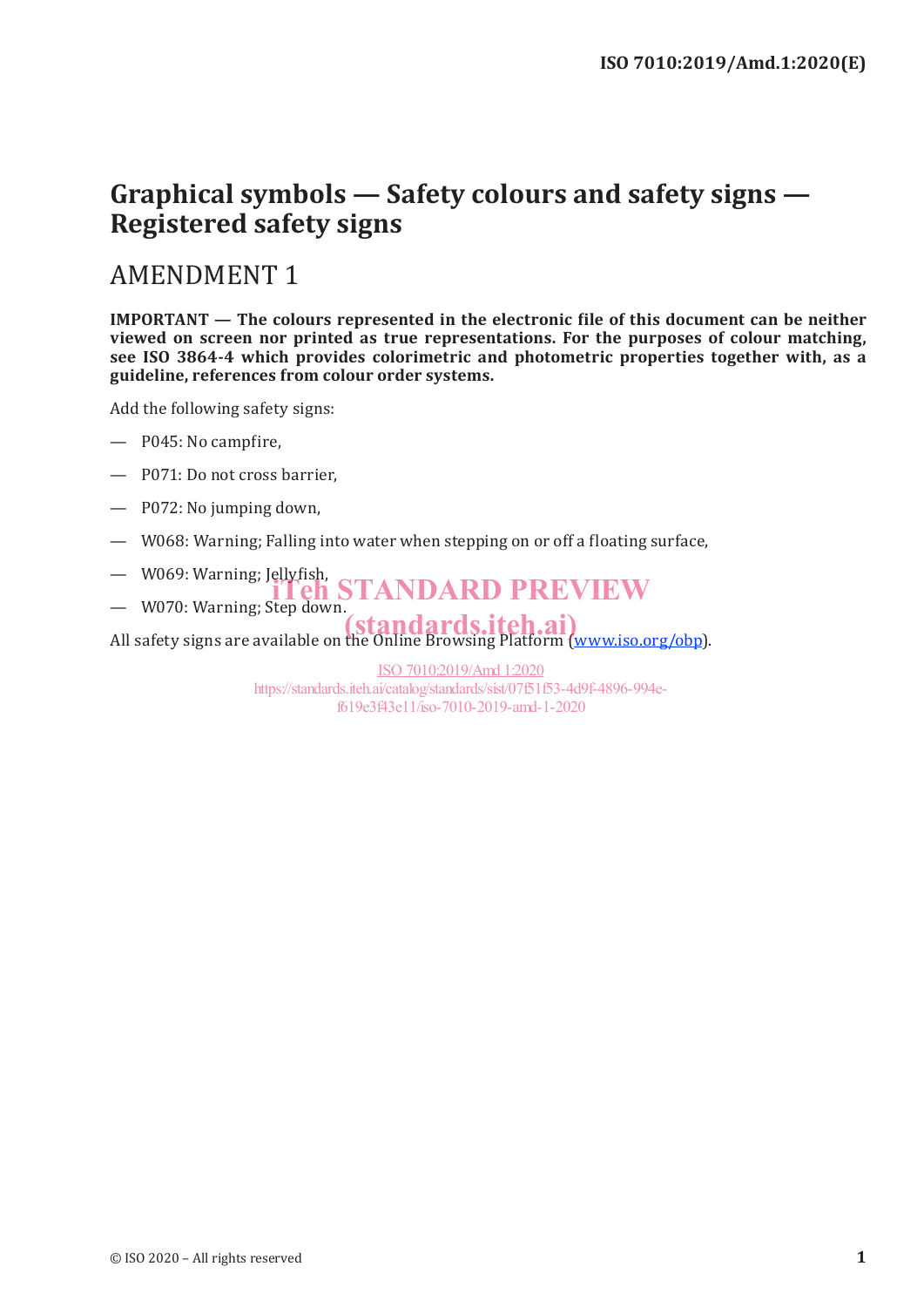# Graphical symbols — Safety colours and safety signs — Registered safety signs

## AMENDMENT 1

**IMPORTANT — The colours represented in the electronic file of this document can be neither viewed on screen nor printed as true representations. For the purposes of colour matching, see ISO 3864-4 which provides colorimetric and photometric properties together with, as a guideline, references from colour order systems.**

Add the following safety signs:

— P045: No campfire,

— P071: Do not cross barrier,

— P072: No jumping down,

— W068: Warning; Falling into water when stepping on or off a floating surface,

— W069: Warning; Jellyfish,

— W070: Warning; Step down.

All safety signs are available on the Online Browsing Platform (www.iso.org/obp).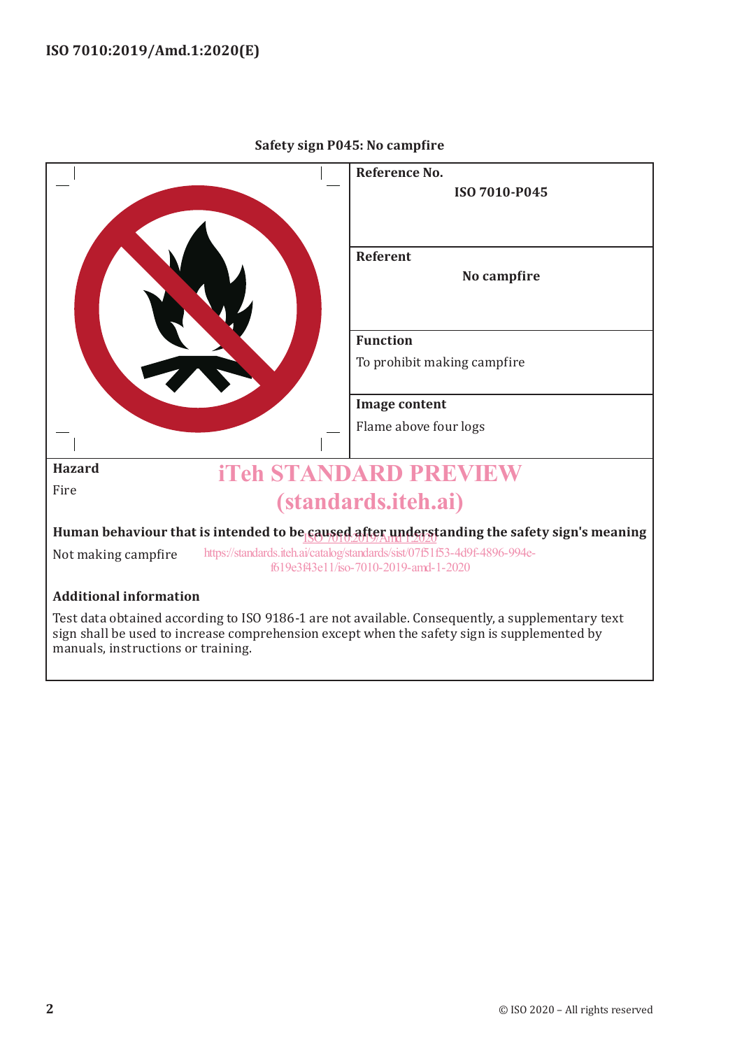**Safety sign P045: No campfire**

| | |
|---|---|
| | **Reference No.**<br>**ISO 7010-P045** |
| | **Referent**<br>**No campfire** |
| | **Function**<br>To prohibit making campfire |
| | **Image content**<br>Flame above four logs |

**Hazard**

Fire

iTeh STANDARD PREVIEW
(standards.iteh.ai)

**Human behaviour that is intended to be caused after understanding the safety sign's meaning**

ISO 7010:2019/Amd 1:2020

Not making campfire

https://standards.iteh.ai/catalog/standards/sist/07f51f53-4d9f-4896-994e-f619e3f43e11/iso-7010-2019-amd-1-2020

**Additional information**

Test data obtained according to ISO 9186-1 are not available. Consequently, a supplementary text sign shall be used to increase comprehension except when the safety sign is supplemented by manuals, instructions or training.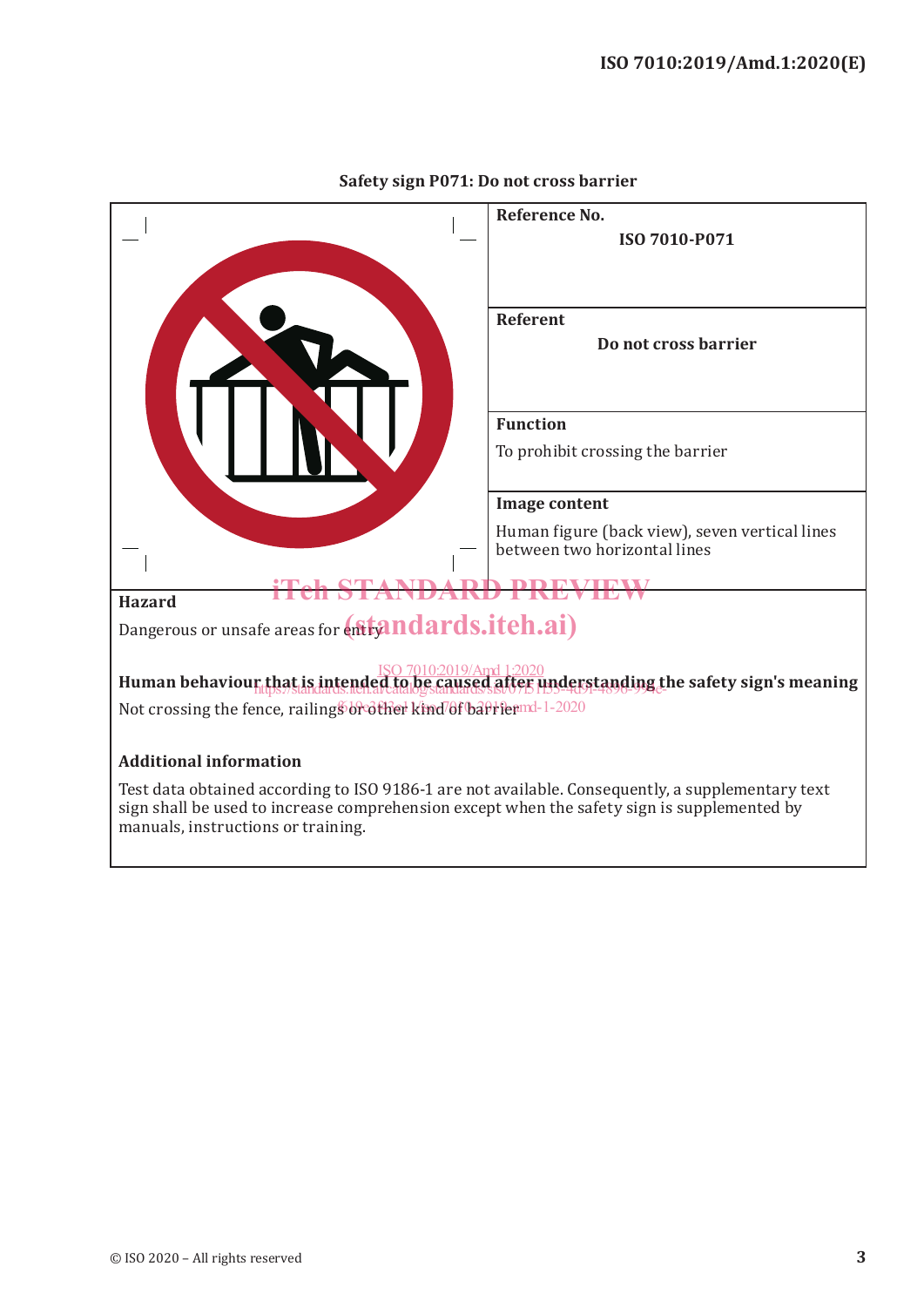**Safety sign P071: Do not cross barrier**

| | **Reference No.** ISO 7010-P071 |
|---|---|
| | **Referent** Do not cross barrier |
| | **Function** To prohibit crossing the barrier |
| | **Image content** Human figure (back view), seven vertical lines between two horizontal lines |

**Hazard**

Dangerous or unsafe areas for entry

**Human behaviour that is intended to be caused after understanding the safety sign's meaning**

Not crossing the fence, railings or other kind of barrier

**Additional information**

Test data obtained according to ISO 9186-1 are not available. Consequently, a supplementary text sign shall be used to increase comprehension except when the safety sign is supplemented by manuals, instructions or training.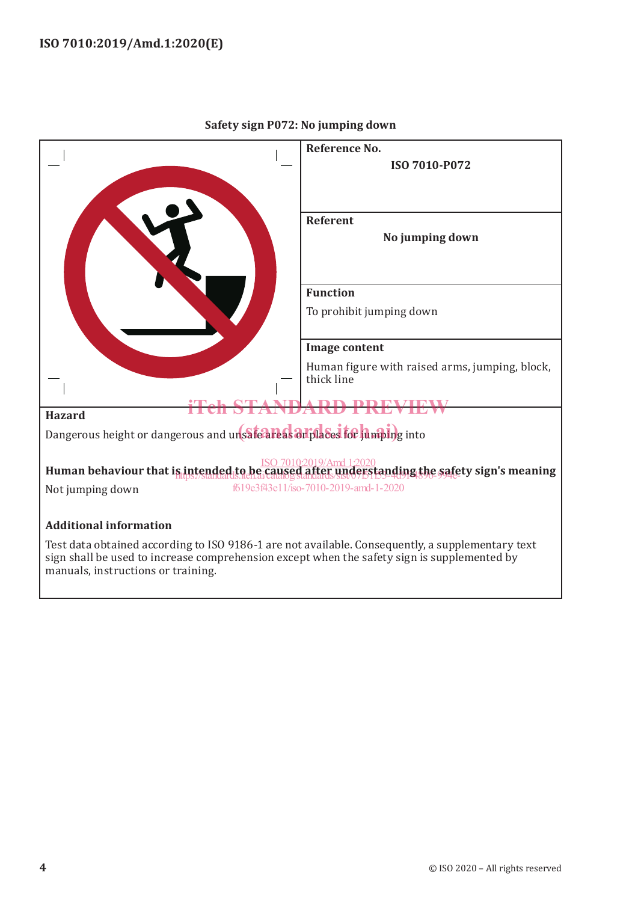**Safety sign P072: No jumping down**

| | |
|---|---|
| | **Reference No.**<br>ISO 7010-P072 |
| | **Referent**<br>No jumping down |
| | **Function**<br>To prohibit jumping down |
| | **Image content**<br>Human figure with raised arms, jumping, block, thick line |

**Hazard**

Dangerous height or dangerous and unsafe areas or places for jumping into

**Human behaviour that is intended to be caused after understanding the safety sign's meaning**

Not jumping down

**Additional information**

Test data obtained according to ISO 9186-1 are not available. Consequently, a supplementary text sign shall be used to increase comprehension except when the safety sign is supplemented by manuals, instructions or training.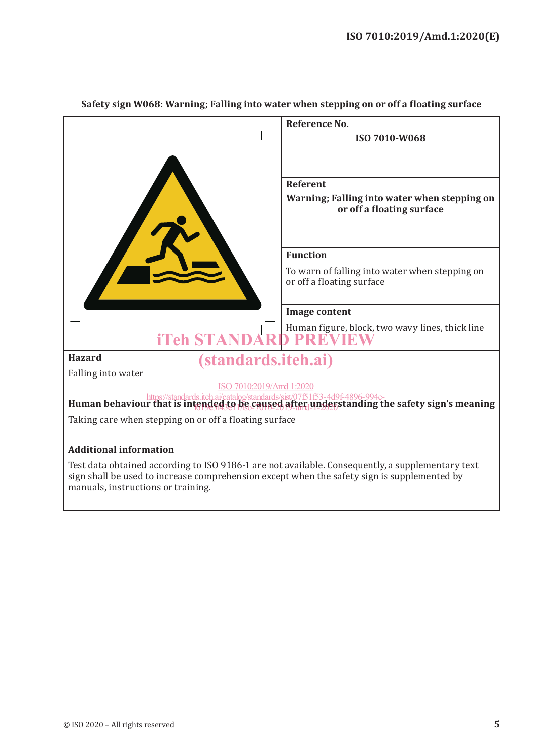**Safety sign W068: Warning; Falling into water when stepping on or off a floating surface**

| | |
|---|---|
| | **Reference No.**<br>**ISO 7010-W068** |
| | **Referent**<br>**Warning; Falling into water when stepping on or off a floating surface** |
| | **Function**<br>To warn of falling into water when stepping on or off a floating surface |
| | **Image content**<br>Human figure, block, two wavy lines, thick line |

**Hazard**

Falling into water

**Human behaviour that is intended to be caused after understanding the safety sign's meaning**

Taking care when stepping on or off a floating surface

**Additional information**

Test data obtained according to ISO 9186-1 are not available. Consequently, a supplementary text sign shall be used to increase comprehension except when the safety sign is supplemented by manuals, instructions or training.